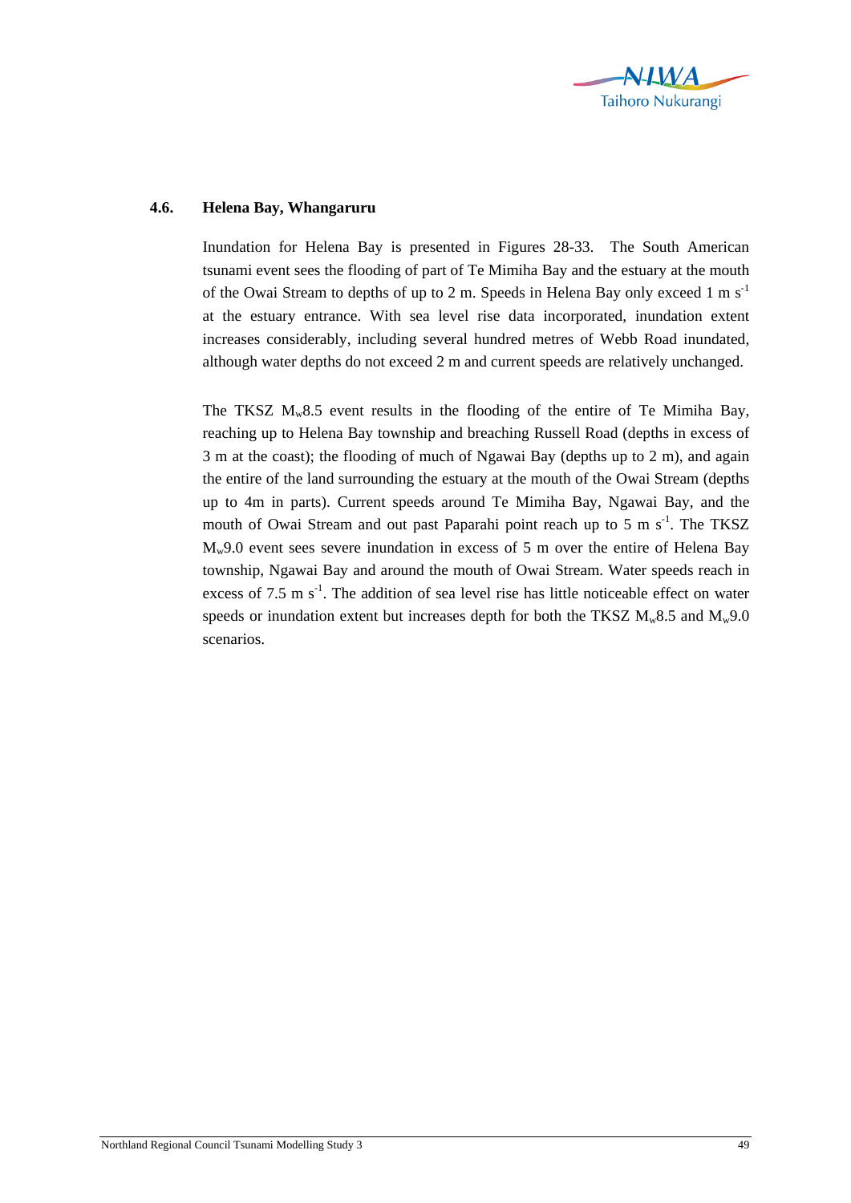### 4.6. Helena Bay, Whangaruru

Inundation for Helena Bay is presented in Figures 28-33. The South American tsunami event sees the flooding of part of Te Mimiha Bay and the estuary at the mouth of the Owai Stream to depths of up to 2 m. Speeds in Helena Bay only exceed 1 m $s^{-1}$ at the estuary entrance. With sea level rise data incorporated, inundation extent increases considerably, including several hundred metres of Webb Road inundated, although water depths do not exceed 2 m and current speeds are relatively unchanged.

The TKSZ $M_w$8.5 event results in the flooding of the entire of Te Mimiha Bay, reaching up to Helena Bay township and breaching Russell Road (depths in excess of 3 m at the coast); the flooding of much of Ngawai Bay (depths up to 2 m), and again the entire of the land surrounding the estuary at the mouth of the Owai Stream (depths up to 4m in parts). Current speeds around Te Mimiha Bay, Ngawai Bay, and the mouth of Owai Stream and out past Paparahi point reach up to 5 m $s^{-1}$. The TKSZ $M_w$9.0 event sees severe inundation in excess of 5 m over the entire of Helena Bay township, Ngawai Bay and around the mouth of Owai Stream. Water speeds reach in excess of 7.5 m $s^{-1}$. The addition of sea level rise has little noticeable effect on water speeds or inundation extent but increases depth for both the TKSZ $M_w$8.5 and $M_w$9.0 scenarios.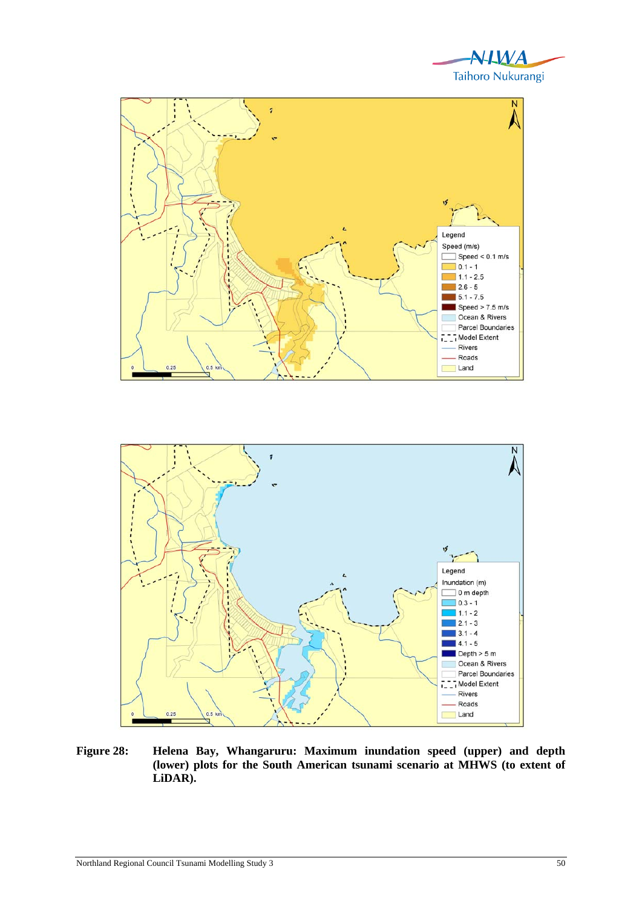**Figure 28: Helena Bay, Whangaruru: Maximum inundation speed (upper) and depth (lower) plots for the South American tsunami scenario at MHWS (to extent of LiDAR).**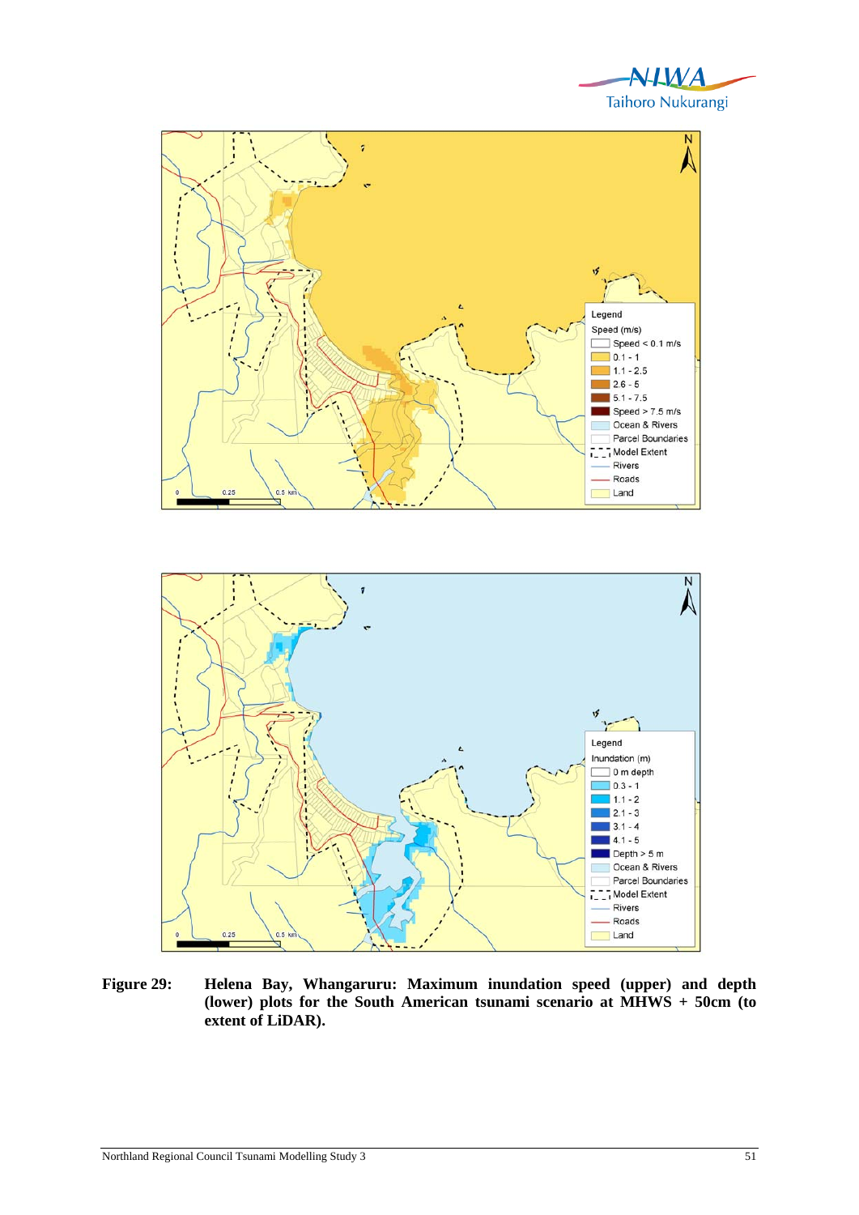**Figure 29: Helena Bay, Whangaruru: Maximum inundation speed (upper) and depth (lower) plots for the South American tsunami scenario at MHWS + 50cm (to extent of LiDAR).**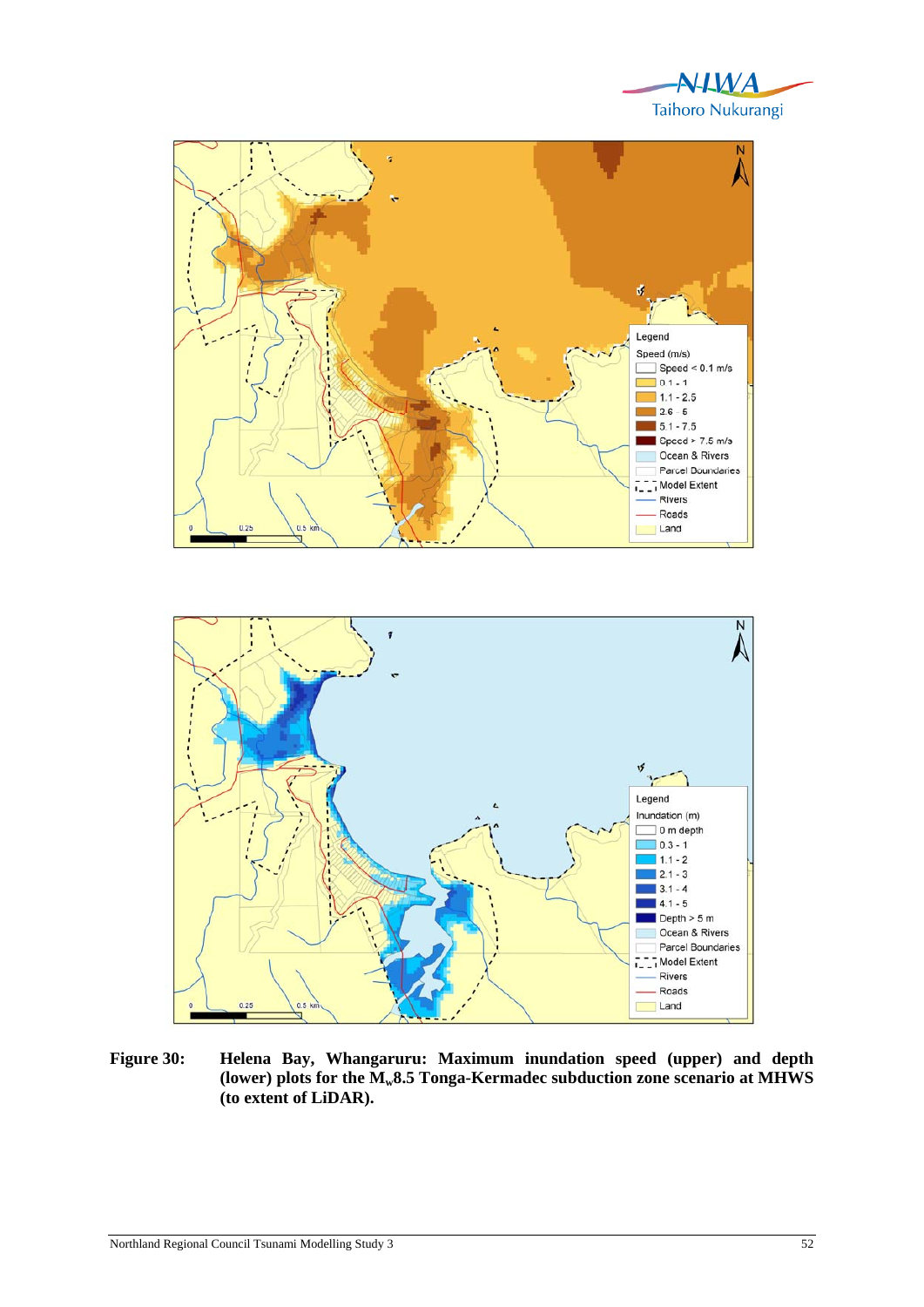**Figure 30:** **Helena Bay, Whangaruru: Maximum inundation speed (upper) and depth (lower) plots for the $M_w$8.5 Tonga-Kermadec subduction zone scenario at MHWS (to extent of LiDAR).**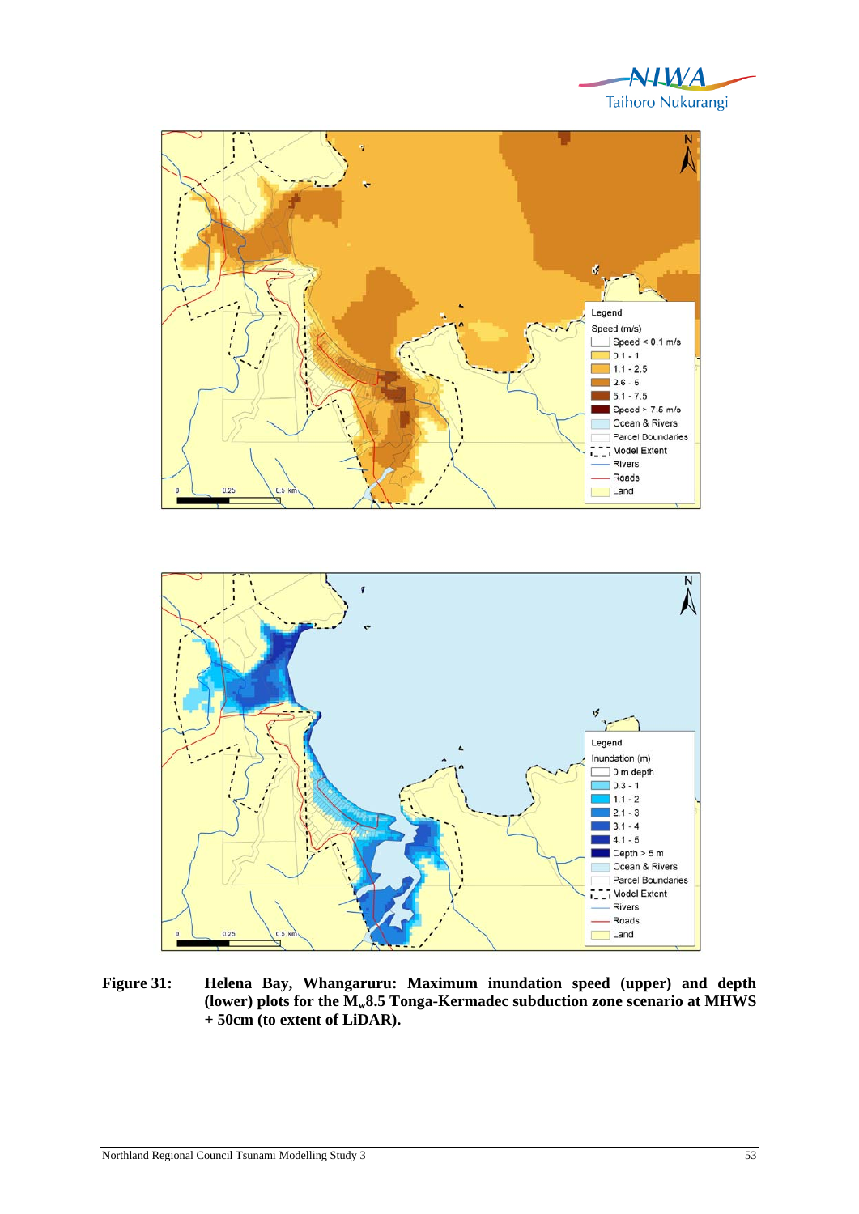**Figure 31: Helena Bay, Whangaruru: Maximum inundation speed (upper) and depth (lower) plots for the $M_w$8.5 Tonga-Kermadec subduction zone scenario at MHWS + 50cm (to extent of LiDAR).**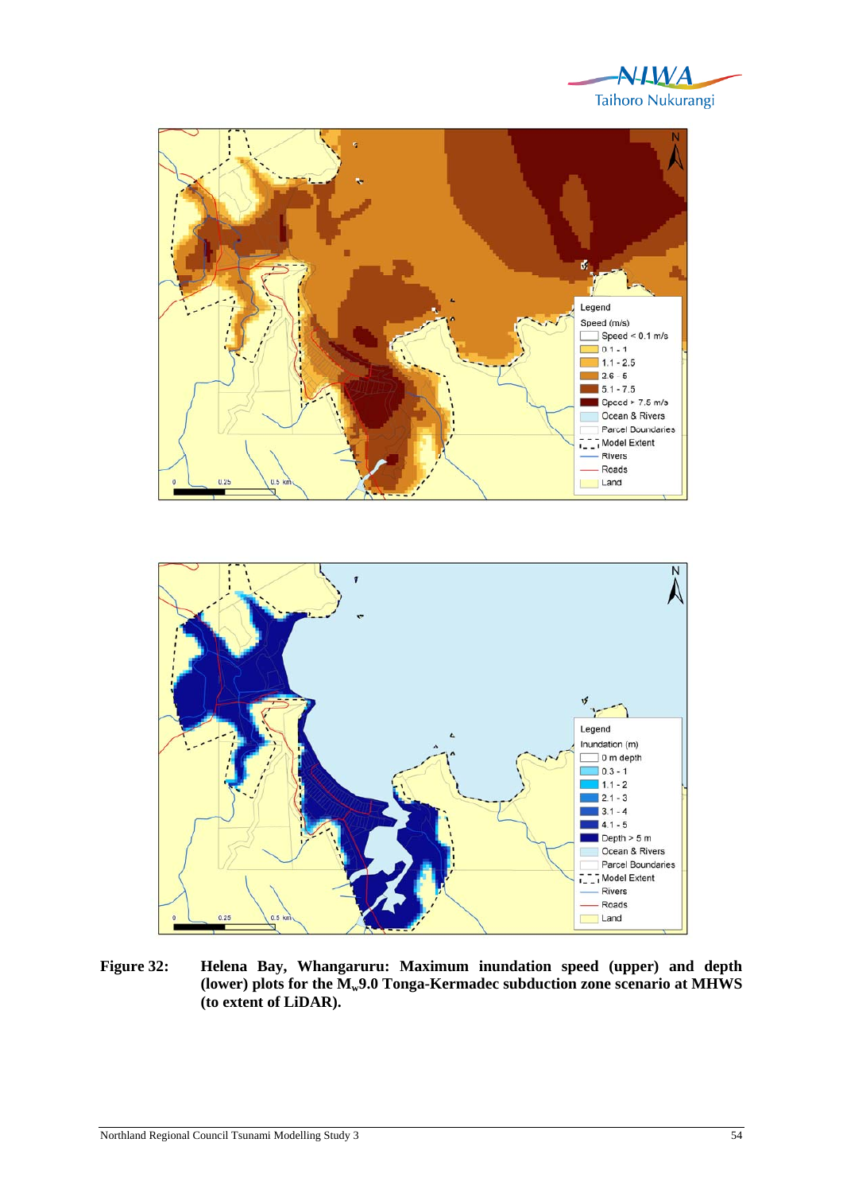**Figure 32: Helena Bay, Whangaruru: Maximum inundation speed (upper) and depth (lower) plots for the $M_w$9.0 Tonga-Kermadec subduction zone scenario at MHWS (to extent of LiDAR).**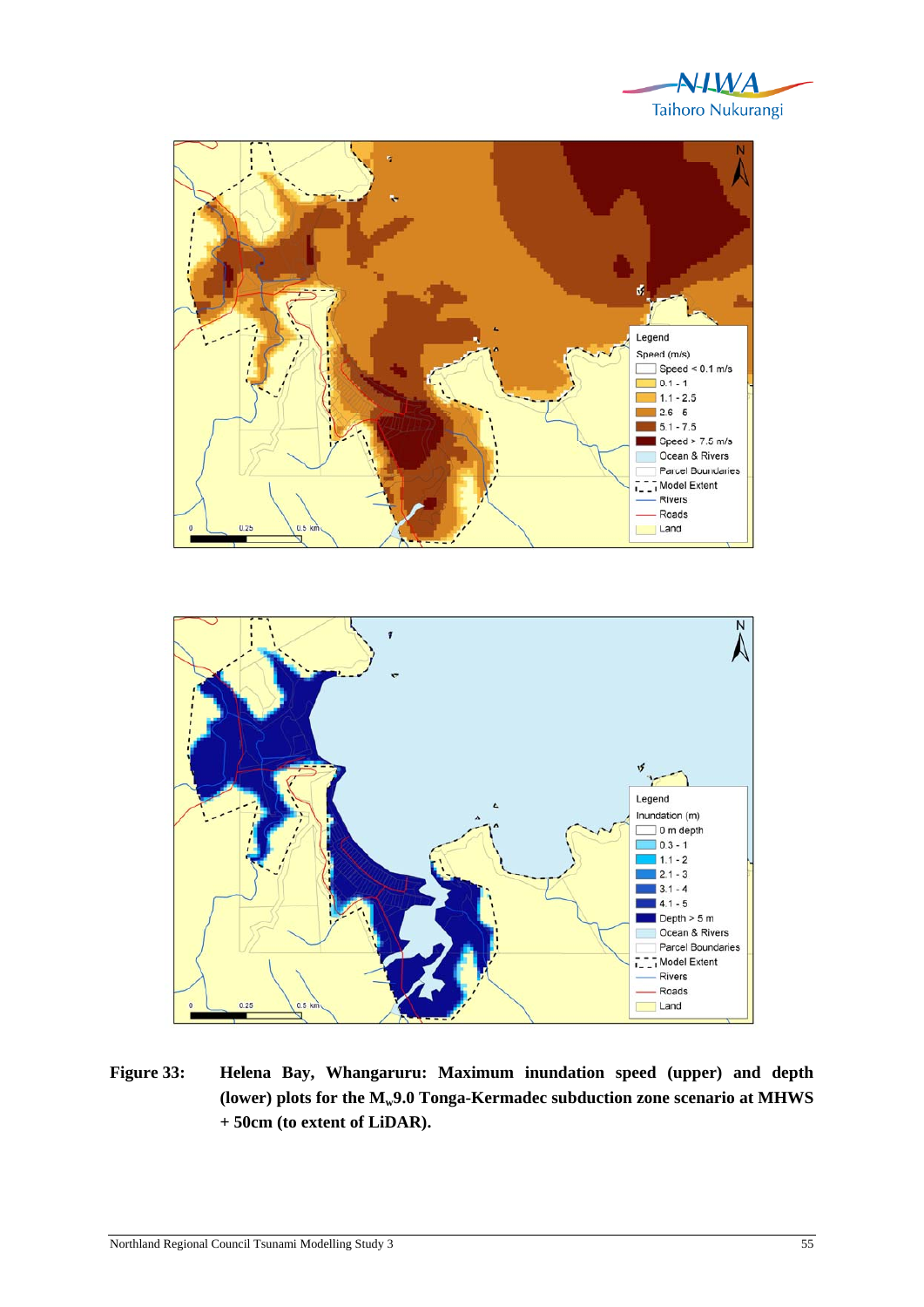Legend
Speed (m/s)
Speed < 0.1 m/s
0.1 - 1
1.1 - 2.5
2.6 - 5
5.1 - 7.5
Speed > 7.5 m/s
Ocean & Rivers
Parcel Boundaries
Model Extent
Rivers
Roads
Land

0 0.25 0.5 km

Legend
Inundation (m)
0 m depth
0.3 - 1
1.1 - 2
2.1 - 3
3.1 - 4
4.1 - 5
Depth > 5 m
Ocean & Rivers
Parcel Boundaries
Model Extent
Rivers
Roads
Land

0 0.25 0.5 km

**Figure 33: Helena Bay, Whangaruru: Maximum inundation speed (upper) and depth (lower) plots for the $M_w$9.0 Tonga-Kermadec subduction zone scenario at MHWS + 50cm (to extent of LiDAR).**